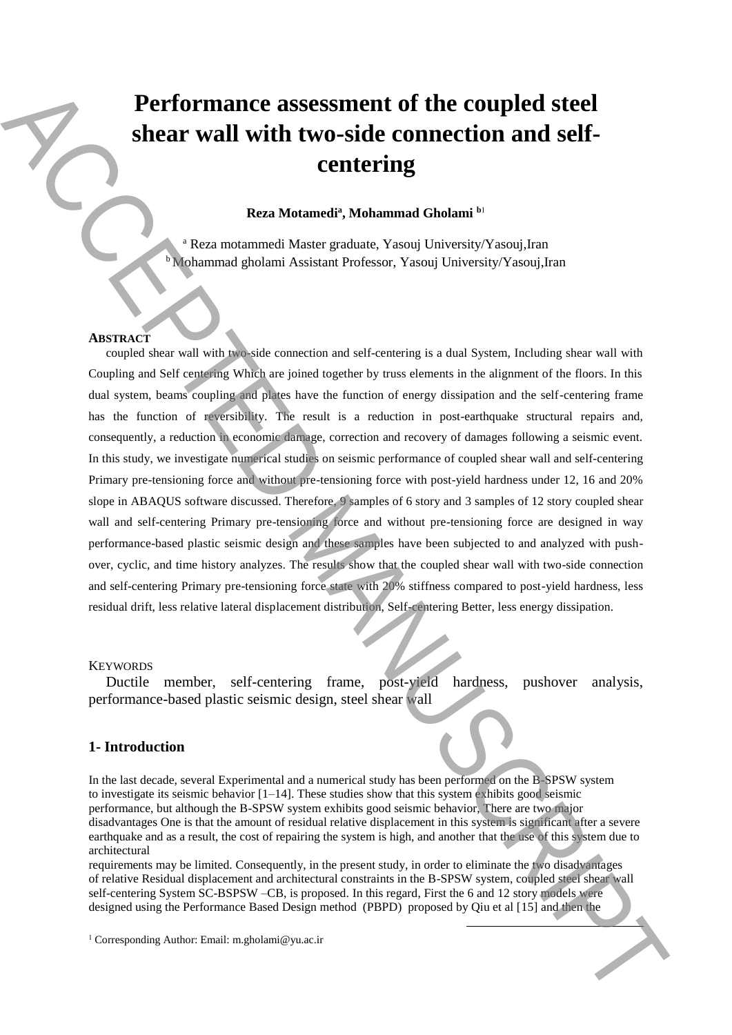# Performance assessment of the coupled steel shear wall with two-side connection and self-centering

**Reza Motamedi[a], Mohammad Gholami [b][1]**

[a] Reza motammedi Master graduate, Yasouj University/Yasouj,Iran
[b] Mohammad gholami Assistant Professor, Yasouj University/Yasouj,Iran

**ABSTRACT**

coupled shear wall with two-side connection and self-centering is a dual System, Including shear wall with Coupling and Self centering Which are joined together by truss elements in the alignment of the floors. In this dual system, beams coupling and plates have the function of energy dissipation and the self-centering frame has the function of reversibility. The result is a reduction in post-earthquake structural repairs and, consequently, a reduction in economic damage, correction and recovery of damages following a seismic event. In this study, we investigate numerical studies on seismic performance of coupled shear wall and self-centering Primary pre-tensioning force and without pre-tensioning force with post-yield hardness under 12, 16 and 20% slope in ABAQUS software discussed. Therefore, 9 samples of 6 story and 3 samples of 12 story coupled shear wall and self-centering Primary pre-tensioning force and without pre-tensioning force are designed in way performance-based plastic seismic design and these samples have been subjected to and analyzed with push-over, cyclic, and time history analyzes. The results show that the coupled shear wall with two-side connection and self-centering Primary pre-tensioning force state with 20% stiffness compared to post-yield hardness, less residual drift, less relative lateral displacement distribution, Self-centering Better, less energy dissipation.

**KEYWORDS**

Ductile member, self-centering frame, post-yield hardness, pushover analysis, performance-based plastic seismic design, steel shear wall

## 1- Introduction

In the last decade, several Experimental and a numerical study has been performed on the B-SPSW system to investigate its seismic behavior [1–14]. These studies show that this system exhibits good seismic performance, but although the B-SPSW system exhibits good seismic behavior, There are two major disadvantages One is that the amount of residual relative displacement in this system is significant after a severe earthquake and as a result, the cost of repairing the system is high, and another that the use of this system due to architectural requirements may be limited. Consequently, in the present study, in order to eliminate the two disadvantages of relative Residual displacement and architectural constraints in the B-SPSW system, coupled steel shear wall self-centering System SC-BSPSW –CB, is proposed. In this regard, First the 6 and 12 story models were designed using the Performance Based Design method (PBPD) proposed by Qiu et al [15] and then the

[1] Corresponding Author: Email: m.gholami@yu.ac.ir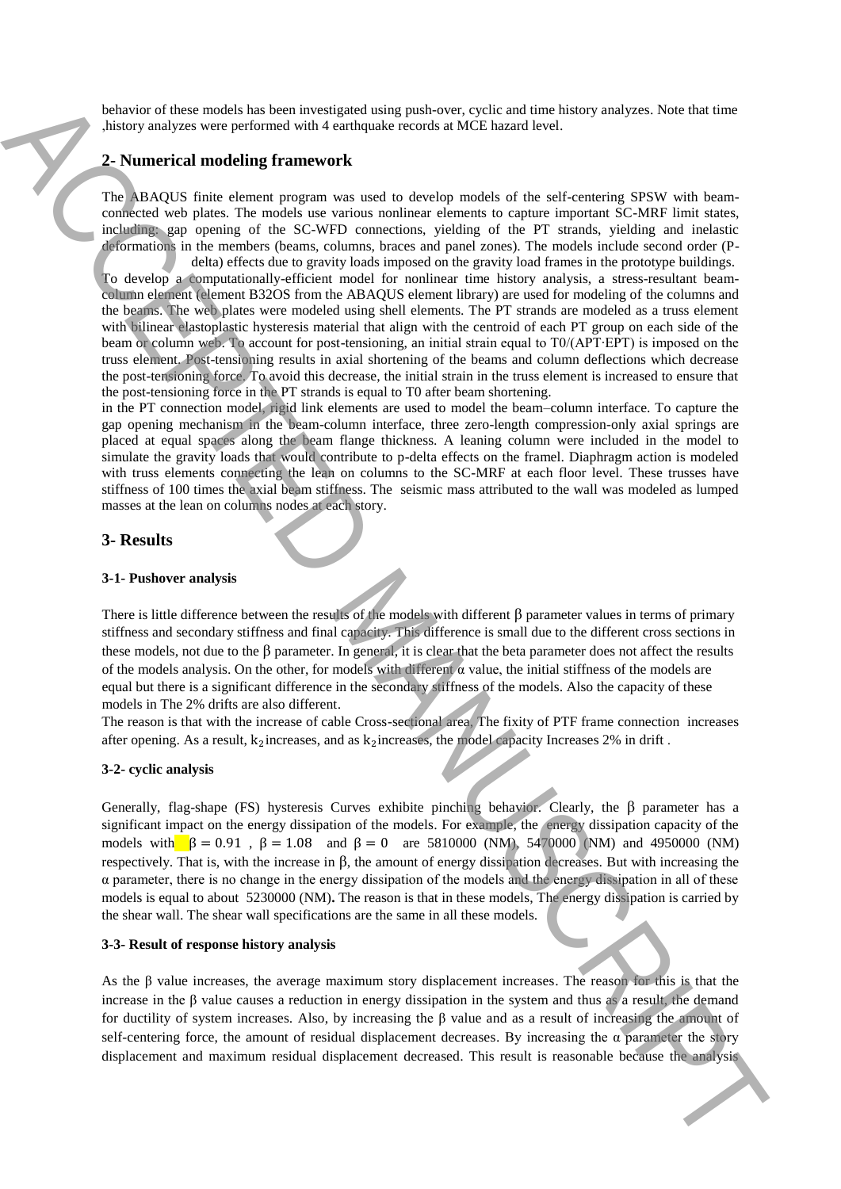behavior of these models has been investigated using push-over, cyclic and time history analyzes. Note that time ,history analyzes were performed with 4 earthquake records at MCE hazard level.

## 2- Numerical modeling framework

The ABAQUS finite element program was used to develop models of the self-centering SPSW with beam-connected web plates. The models use various nonlinear elements to capture important SC-MRF limit states, including: gap opening of the SC-WFD connections, yielding of the PT strands, yielding and inelastic deformations in the members (beams, columns, braces and panel zones). The models include second order (P-delta) effects due to gravity loads imposed on the gravity load frames in the prototype buildings.

To develop a computationally-efficient model for nonlinear time history analysis, a stress-resultant beam-column element (element B32OS from the ABAQUS element library) are used for modeling of the columns and the beams. The web plates were modeled using shell elements. The PT strands are modeled as a truss element with bilinear elastoplastic hysteresis material that align with the centroid of each PT group on each side of the beam or column web. To account for post-tensioning, an initial strain equal to T0/(APT·EPT) is imposed on the truss element. Post-tensioning results in axial shortening of the beams and column deflections which decrease the post-tensioning force. To avoid this decrease, the initial strain in the truss element is increased to ensure that the post-tensioning force in the PT strands is equal to T0 after beam shortening.

in the PT connection model, rigid link elements are used to model the beam–column interface. To capture the gap opening mechanism in the beam-column interface, three zero-length compression-only axial springs are placed at equal spaces along the beam flange thickness. A leaning column were included in the model to simulate the gravity loads that would contribute to p-delta effects on the framel. Diaphragm action is modeled with truss elements connecting the lean on columns to the SC-MRF at each floor level. These trusses have stiffness of 100 times the axial beam stiffness. The seismic mass attributed to the wall was modeled as lumped masses at the lean on columns nodes at each story.

## 3- Results

### 3-1- Pushover analysis

There is little difference between the results of the models with different β parameter values in terms of primary stiffness and secondary stiffness and final capacity. This difference is small due to the different cross sections in these models, not due to the β parameter. In general, it is clear that the beta parameter does not affect the results of the models analysis. On the other, for models with different α value, the initial stiffness of the models are equal but there is a significant difference in the secondary stiffness of the models. Also the capacity of these models in The 2% drifts are also different.

The reason is that with the increase of cable Cross-sectional area, The fixity of PTF frame connection increases after opening. As a result, $k_2$ increases, and as $k_2$ increases, the model capacity Increases 2% in drift .

### 3-2- cyclic analysis

Generally, flag-shape (FS) hysteresis Curves exhibite pinching behavior. Clearly, the β parameter has a significant impact on the energy dissipation of the models. For example, the energy dissipation capacity of the models with $\beta = 0.91$ , $\beta = 1.08$ and $\beta = 0$ are 5810000 (NM), 5470000 (NM) and 4950000 (NM) respectively. That is, with the increase in β, the amount of energy dissipation decreases. But with increasing the α parameter, there is no change in the energy dissipation of the models and the energy dissipation in all of these models is equal to about 5230000 (NM)**.** The reason is that in these models, The energy dissipation is carried by the shear wall. The shear wall specifications are the same in all these models.

### 3-3- Result of response history analysis

As the β value increases, the average maximum story displacement increases. The reason for this is that the increase in the β value causes a reduction in energy dissipation in the system and thus as a result, the demand for ductility of system increases. Also, by increasing the β value and as a result of increasing the amount of self-centering force, the amount of residual displacement decreases. By increasing the α parameter the story displacement and maximum residual displacement decreased. This result is reasonable because the analysis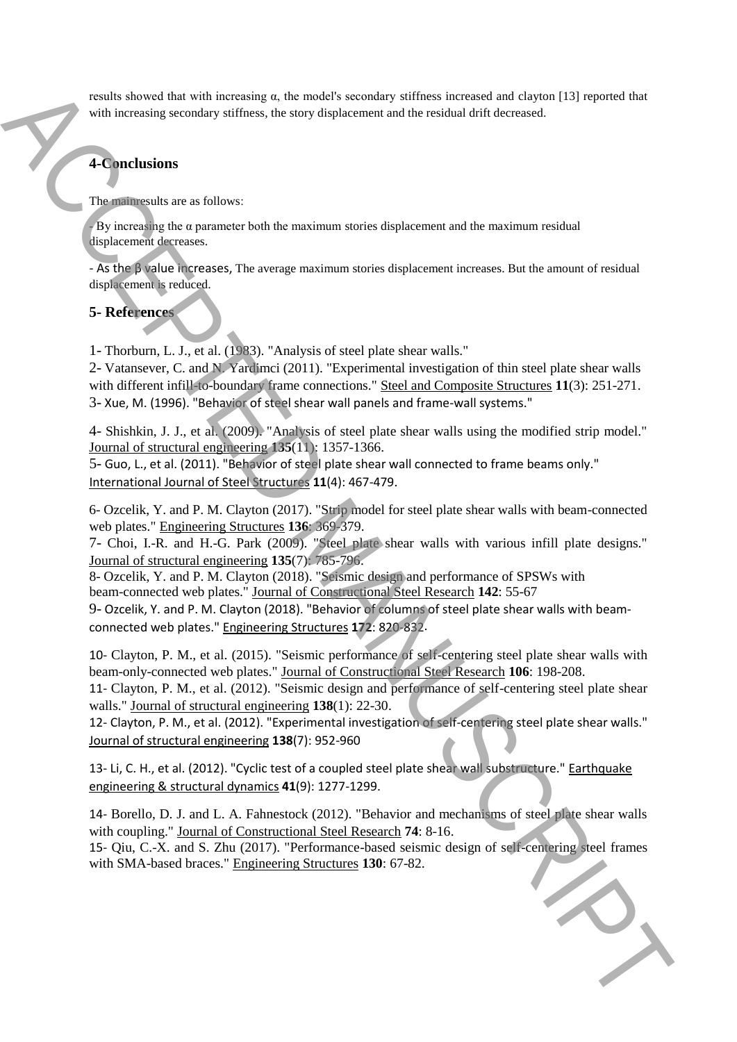results showed that with increasing α, the model's secondary stiffness increased and clayton [13] reported that with increasing secondary stiffness, the story displacement and the residual drift decreased.

## 4-Conclusions

The mainresults are as follows:

- By increasing the α parameter both the maximum stories displacement and the maximum residual displacement decreases.

- As the β value increases, The average maximum stories displacement increases. But the amount of residual displacement is reduced.

## 5- References

1- Thorburn, L. J., et al. (1983). "Analysis of steel plate shear walls."

2- Vatansever, C. and N. Yardimci (2011). "Experimental investigation of thin steel plate shear walls with different infill-to-boundary frame connections." Steel and Composite Structures **11**(3): 251-271.

3- Xue, M. (1996). "Behavior of steel shear wall panels and frame-wall systems."

4- Shishkin, J. J., et al. (2009). "Analysis of steel plate shear walls using the modified strip model." Journal of structural engineering **135**(11): 1357-1366.

5- Guo, L., et al. (2011). "Behavior of steel plate shear wall connected to frame beams only." International Journal of Steel Structures **11**(4): 467-479.

6- Ozcelik, Y. and P. M. Clayton (2017). "Strip model for steel plate shear walls with beam-connected web plates." Engineering Structures **136**: 369-379.

7- Choi, I.-R. and H.-G. Park (2009). "Steel plate shear walls with various infill plate designs." Journal of structural engineering **135**(7): 785-796.

8- Ozcelik, Y. and P. M. Clayton (2018). "Seismic design and performance of SPSWs with beam-connected web plates." Journal of Constructional Steel Research **142**: 55-67

9- Ozcelik, Y. and P. M. Clayton (2018). "Behavior of columns of steel plate shear walls with beam-connected web plates." Engineering Structures **172**: 820-832.

10- Clayton, P. M., et al. (2015). "Seismic performance of self-centering steel plate shear walls with beam-only-connected web plates." Journal of Constructional Steel Research **106**: 198-208.

11- Clayton, P. M., et al. (2012). "Seismic design and performance of self-centering steel plate shear walls." Journal of structural engineering **138**(1): 22-30.

12- Clayton, P. M., et al. (2012). "Experimental investigation of self-centering steel plate shear walls." Journal of structural engineering **138**(7): 952-960

13- Li, C. H., et al. (2012). "Cyclic test of a coupled steel plate shear wall substructure." Earthquake engineering & structural dynamics **41**(9): 1277-1299.

14- Borello, D. J. and L. A. Fahnestock (2012). "Behavior and mechanisms of steel plate shear walls with coupling." Journal of Constructional Steel Research **74**: 8-16.

15- Qiu, C.-X. and S. Zhu (2017). "Performance-based seismic design of self-centering steel frames with SMA-based braces." Engineering Structures **130**: 67-82.